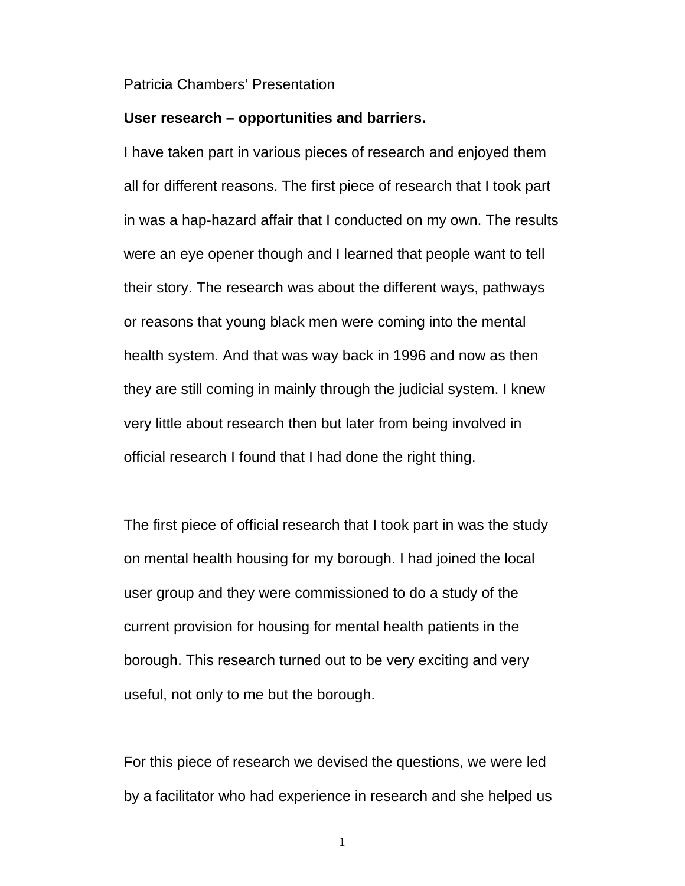Patricia Chambers' Presentation

**User research – opportunities and barriers.**

I have taken part in various pieces of research and enjoyed them all for different reasons. The first piece of research that I took part in was a hap-hazard affair that I conducted on my own. The results were an eye opener though and I learned that people want to tell their story. The research was about the different ways, pathways or reasons that young black men were coming into the mental health system. And that was way back in 1996 and now as then they are still coming in mainly through the judicial system. I knew very little about research then but later from being involved in official research I found that I had done the right thing.

The first piece of official research that I took part in was the study on mental health housing for my borough. I had joined the local user group and they were commissioned to do a study of the current provision for housing for mental health patients in the borough. This research turned out to be very exciting and very useful, not only to me but the borough.

For this piece of research we devised the questions, we were led by a facilitator who had experience in research and she helped us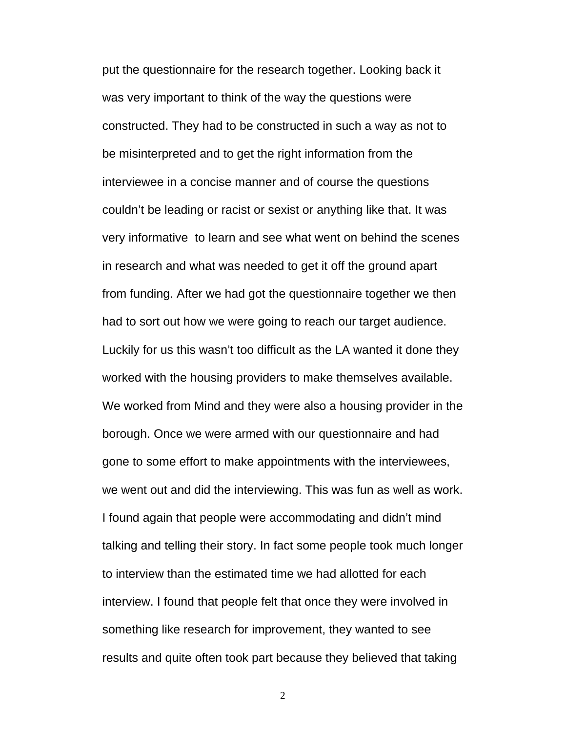put the questionnaire for the research together. Looking back it was very important to think of the way the questions were constructed. They had to be constructed in such a way as not to be misinterpreted and to get the right information from the interviewee in a concise manner and of course the questions couldn't be leading or racist or sexist or anything like that. It was very informative to learn and see what went on behind the scenes in research and what was needed to get it off the ground apart from funding. After we had got the questionnaire together we then had to sort out how we were going to reach our target audience. Luckily for us this wasn't too difficult as the LA wanted it done they worked with the housing providers to make themselves available. We worked from Mind and they were also a housing provider in the borough. Once we were armed with our questionnaire and had gone to some effort to make appointments with the interviewees, we went out and did the interviewing. This was fun as well as work. I found again that people were accommodating and didn't mind talking and telling their story. In fact some people took much longer to interview than the estimated time we had allotted for each interview. I found that people felt that once they were involved in something like research for improvement, they wanted to see results and quite often took part because they believed that taking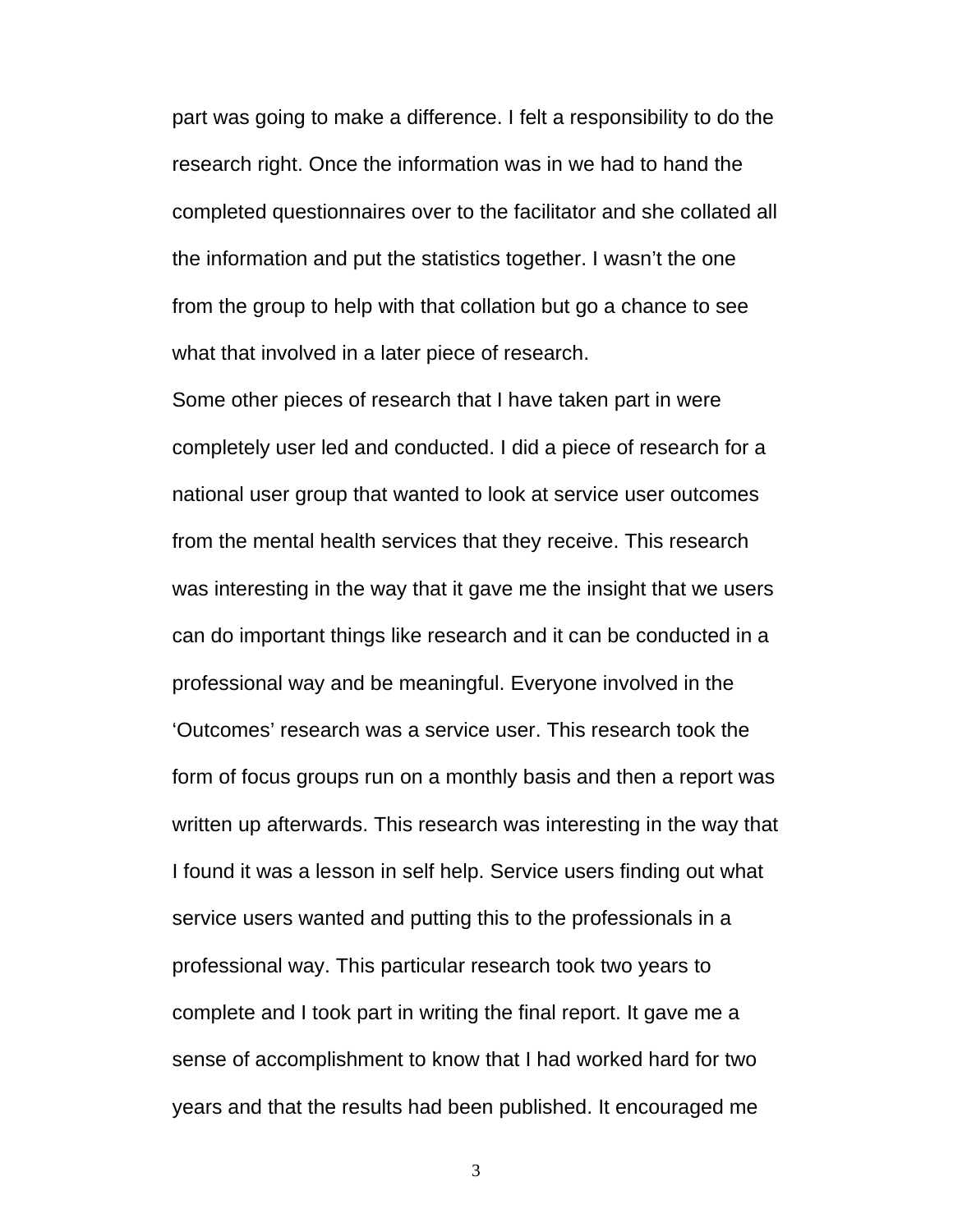part was going to make a difference. I felt a responsibility to do the research right. Once the information was in we had to hand the completed questionnaires over to the facilitator and she collated all the information and put the statistics together. I wasn't the one from the group to help with that collation but go a chance to see what that involved in a later piece of research.

Some other pieces of research that I have taken part in were completely user led and conducted. I did a piece of research for a national user group that wanted to look at service user outcomes from the mental health services that they receive. This research was interesting in the way that it gave me the insight that we users can do important things like research and it can be conducted in a professional way and be meaningful. Everyone involved in the 'Outcomes' research was a service user. This research took the form of focus groups run on a monthly basis and then a report was written up afterwards. This research was interesting in the way that I found it was a lesson in self help. Service users finding out what service users wanted and putting this to the professionals in a professional way. This particular research took two years to complete and I took part in writing the final report. It gave me a sense of accomplishment to know that I had worked hard for two years and that the results had been published. It encouraged me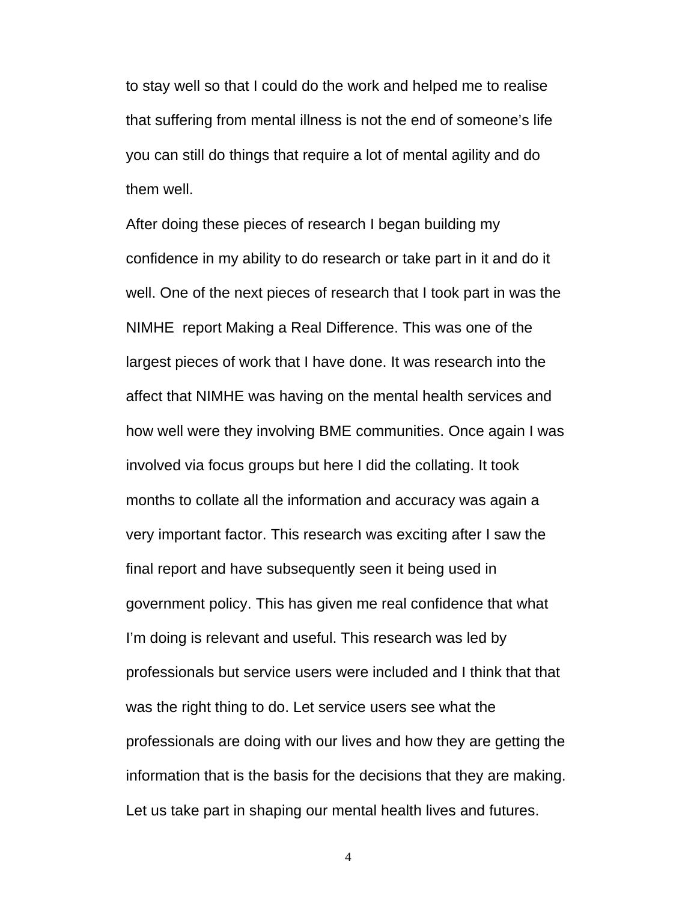to stay well so that I could do the work and helped me to realise that suffering from mental illness is not the end of someone's life you can still do things that require a lot of mental agility and do them well.

After doing these pieces of research I began building my confidence in my ability to do research or take part in it and do it well. One of the next pieces of research that I took part in was the NIMHE report Making a Real Difference. This was one of the largest pieces of work that I have done. It was research into the affect that NIMHE was having on the mental health services and how well were they involving BME communities. Once again I was involved via focus groups but here I did the collating. It took months to collate all the information and accuracy was again a very important factor. This research was exciting after I saw the final report and have subsequently seen it being used in government policy. This has given me real confidence that what I'm doing is relevant and useful. This research was led by professionals but service users were included and I think that that was the right thing to do. Let service users see what the professionals are doing with our lives and how they are getting the information that is the basis for the decisions that they are making. Let us take part in shaping our mental health lives and futures.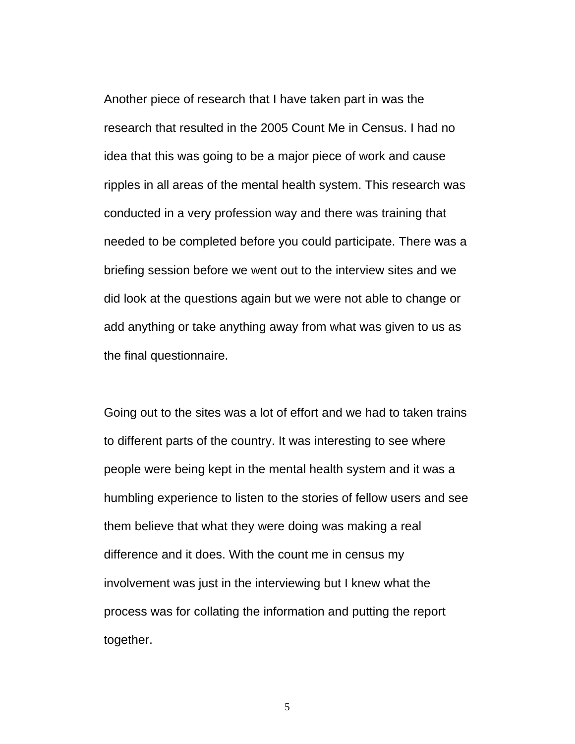Another piece of research that I have taken part in was the research that resulted in the 2005 Count Me in Census. I had no idea that this was going to be a major piece of work and cause ripples in all areas of the mental health system. This research was conducted in a very profession way and there was training that needed to be completed before you could participate. There was a briefing session before we went out to the interview sites and we did look at the questions again but we were not able to change or add anything or take anything away from what was given to us as the final questionnaire.

Going out to the sites was a lot of effort and we had to taken trains to different parts of the country. It was interesting to see where people were being kept in the mental health system and it was a humbling experience to listen to the stories of fellow users and see them believe that what they were doing was making a real difference and it does. With the count me in census my involvement was just in the interviewing but I knew what the process was for collating the information and putting the report together.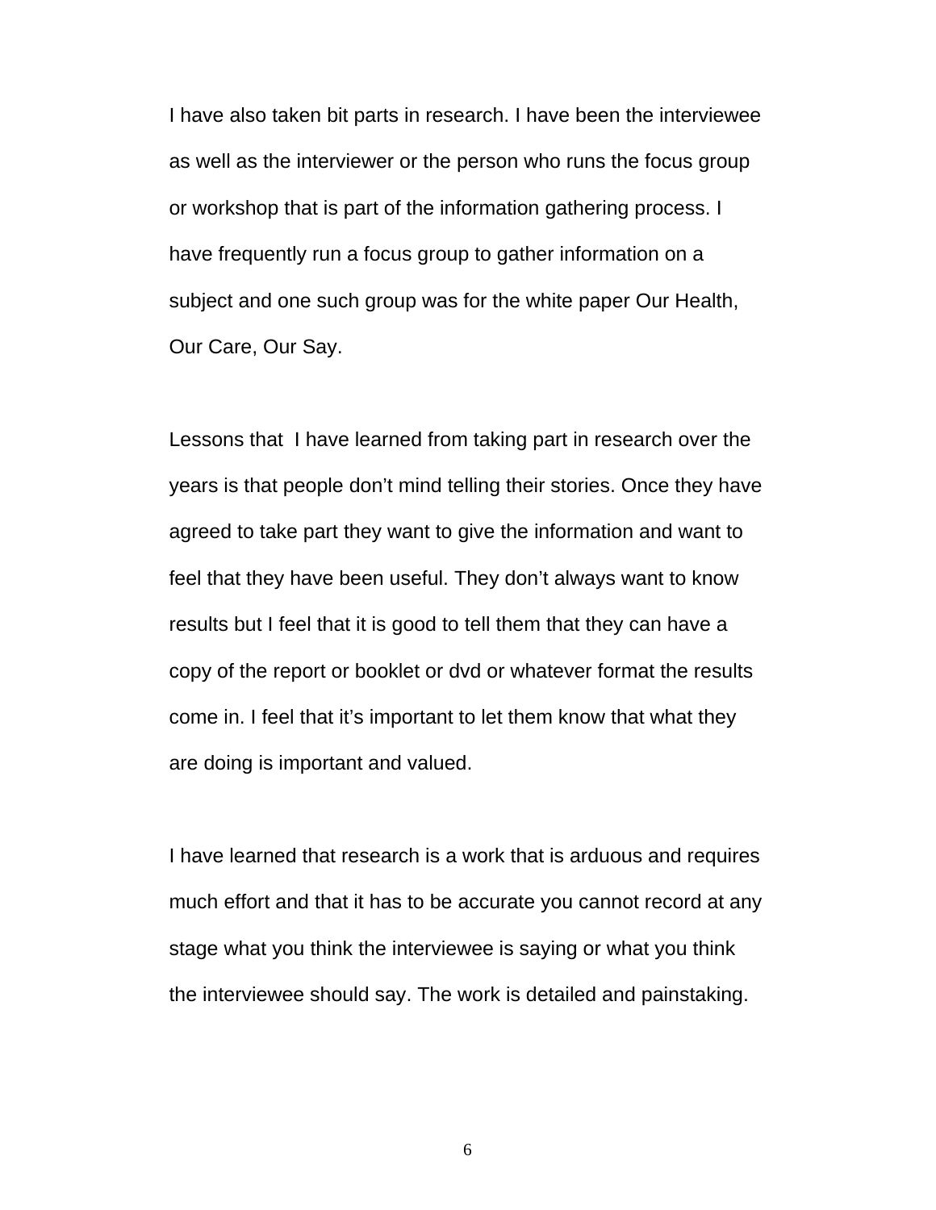I have also taken bit parts in research. I have been the interviewee as well as the interviewer or the person who runs the focus group or workshop that is part of the information gathering process. I have frequently run a focus group to gather information on a subject and one such group was for the white paper Our Health, Our Care, Our Say.

Lessons that  I have learned from taking part in research over the years is that people don't mind telling their stories. Once they have agreed to take part they want to give the information and want to feel that they have been useful. They don't always want to know results but I feel that it is good to tell them that they can have a copy of the report or booklet or dvd or whatever format the results come in. I feel that it's important to let them know that what they are doing is important and valued.

I have learned that research is a work that is arduous and requires much effort and that it has to be accurate you cannot record at any stage what you think the interviewee is saying or what you think the interviewee should say. The work is detailed and painstaking.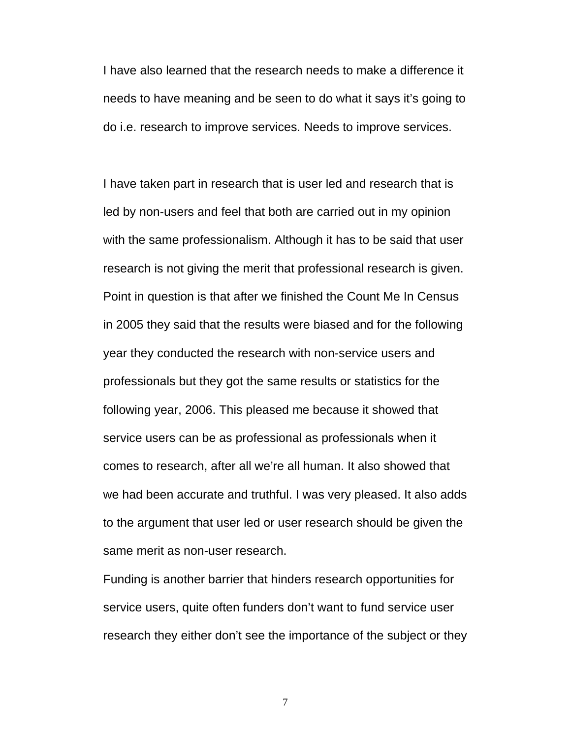I have also learned that the research needs to make a difference it needs to have meaning and be seen to do what it says it's going to do i.e. research to improve services. Needs to improve services.

I have taken part in research that is user led and research that is led by non-users and feel that both are carried out in my opinion with the same professionalism. Although it has to be said that user research is not giving the merit that professional research is given. Point in question is that after we finished the Count Me In Census in 2005 they said that the results were biased and for the following year they conducted the research with non-service users and professionals but they got the same results or statistics for the following year, 2006. This pleased me because it showed that service users can be as professional as professionals when it comes to research, after all we're all human. It also showed that we had been accurate and truthful. I was very pleased. It also adds to the argument that user led or user research should be given the same merit as non-user research.

Funding is another barrier that hinders research opportunities for service users, quite often funders don't want to fund service user research they either don't see the importance of the subject or they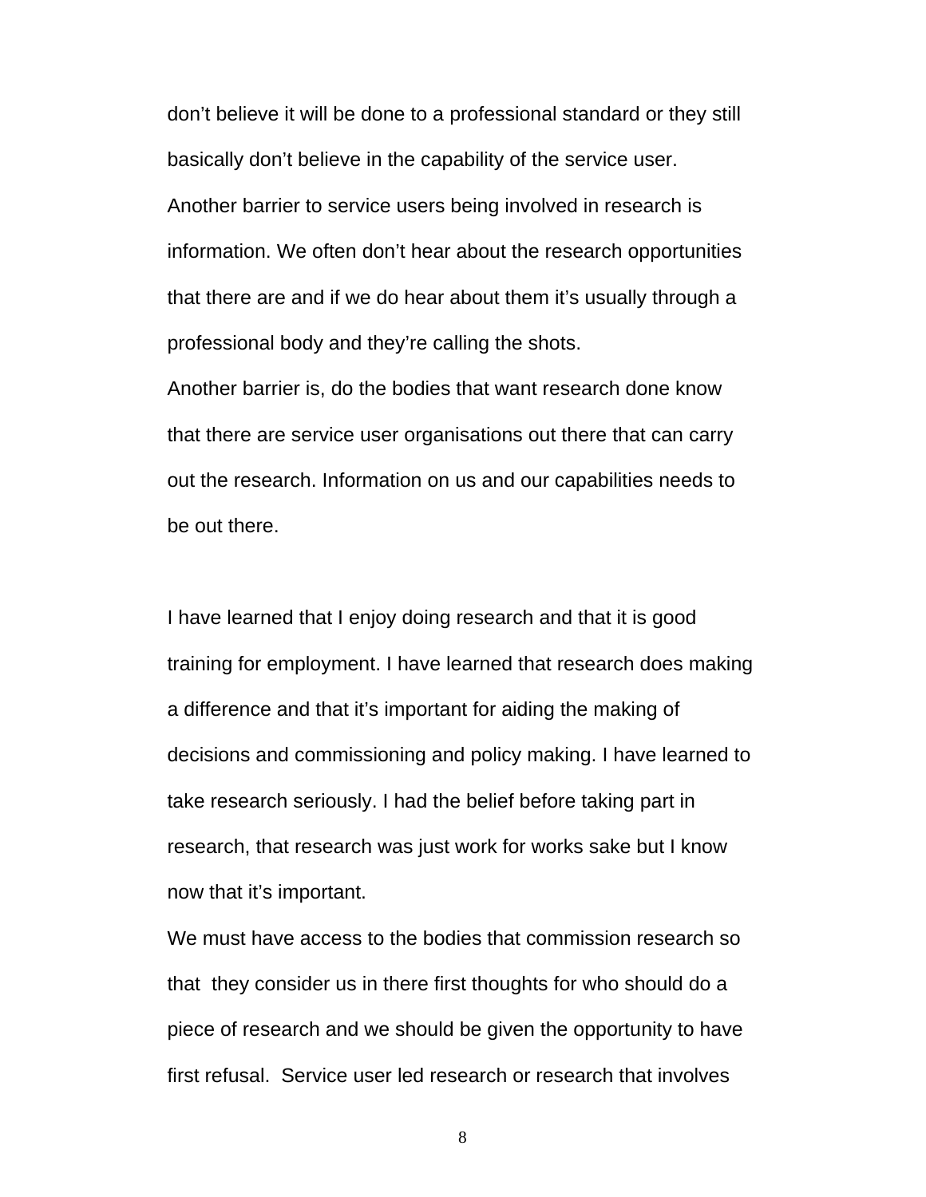don't believe it will be done to a professional standard or they still basically don't believe in the capability of the service user.

Another barrier to service users being involved in research is information. We often don't hear about the research opportunities that there are and if we do hear about them it's usually through a professional body and they're calling the shots.

Another barrier is, do the bodies that want research done know that there are service user organisations out there that can carry out the research. Information on us and our capabilities needs to be out there.

I have learned that I enjoy doing research and that it is good training for employment. I have learned that research does making a difference and that it's important for aiding the making of decisions and commissioning and policy making. I have learned to take research seriously. I had the belief before taking part in research, that research was just work for works sake but I know now that it's important.

We must have access to the bodies that commission research so that they consider us in there first thoughts for who should do a piece of research and we should be given the opportunity to have first refusal. Service user led research or research that involves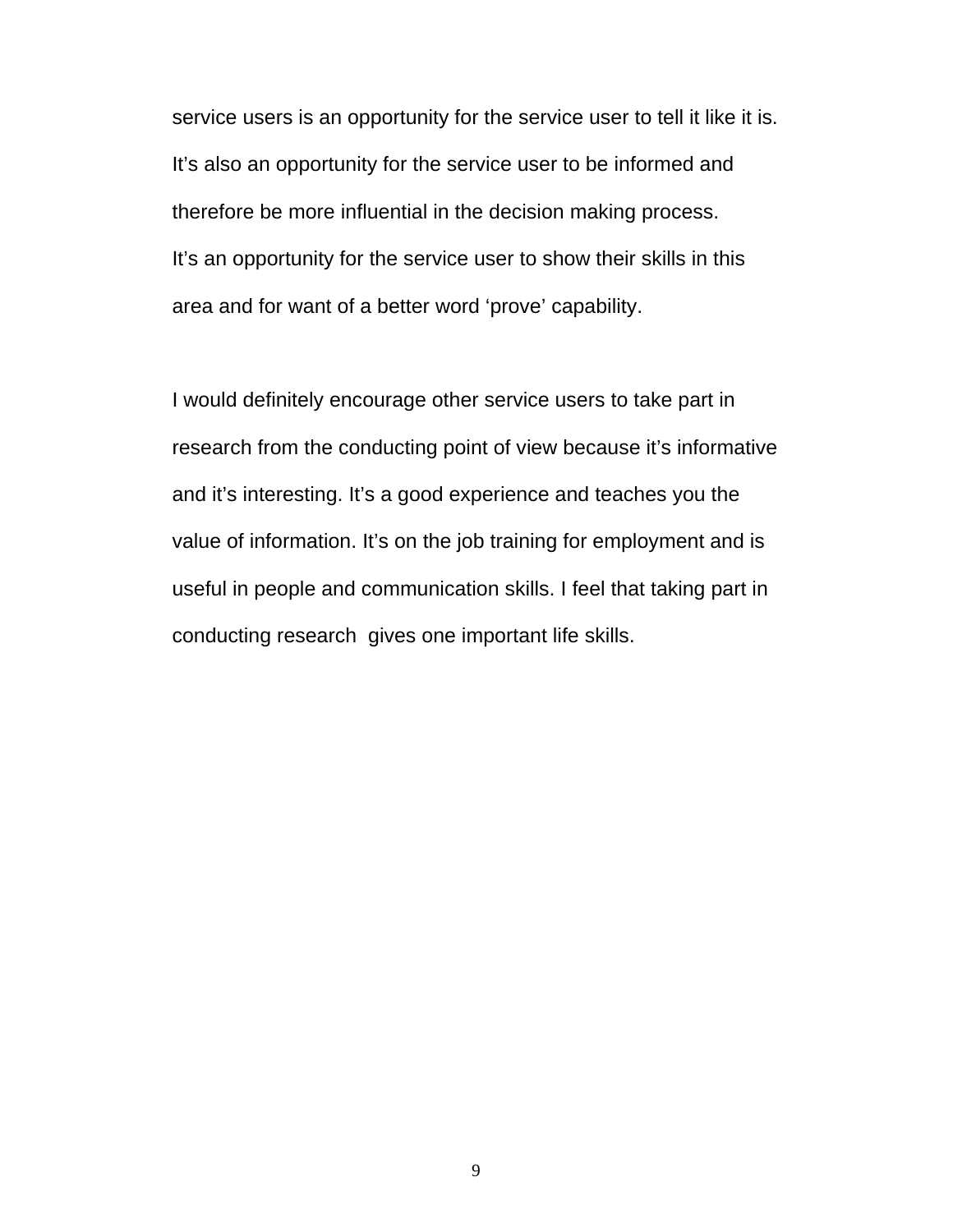service users is an opportunity for the service user to tell it like it is. It's also an opportunity for the service user to be informed and therefore be more influential in the decision making process. It's an opportunity for the service user to show their skills in this area and for want of a better word 'prove' capability.

I would definitely encourage other service users to take part in research from the conducting point of view because it's informative and it's interesting. It's a good experience and teaches you the value of information. It's on the job training for employment and is useful in people and communication skills. I feel that taking part in conducting research  gives one important life skills.